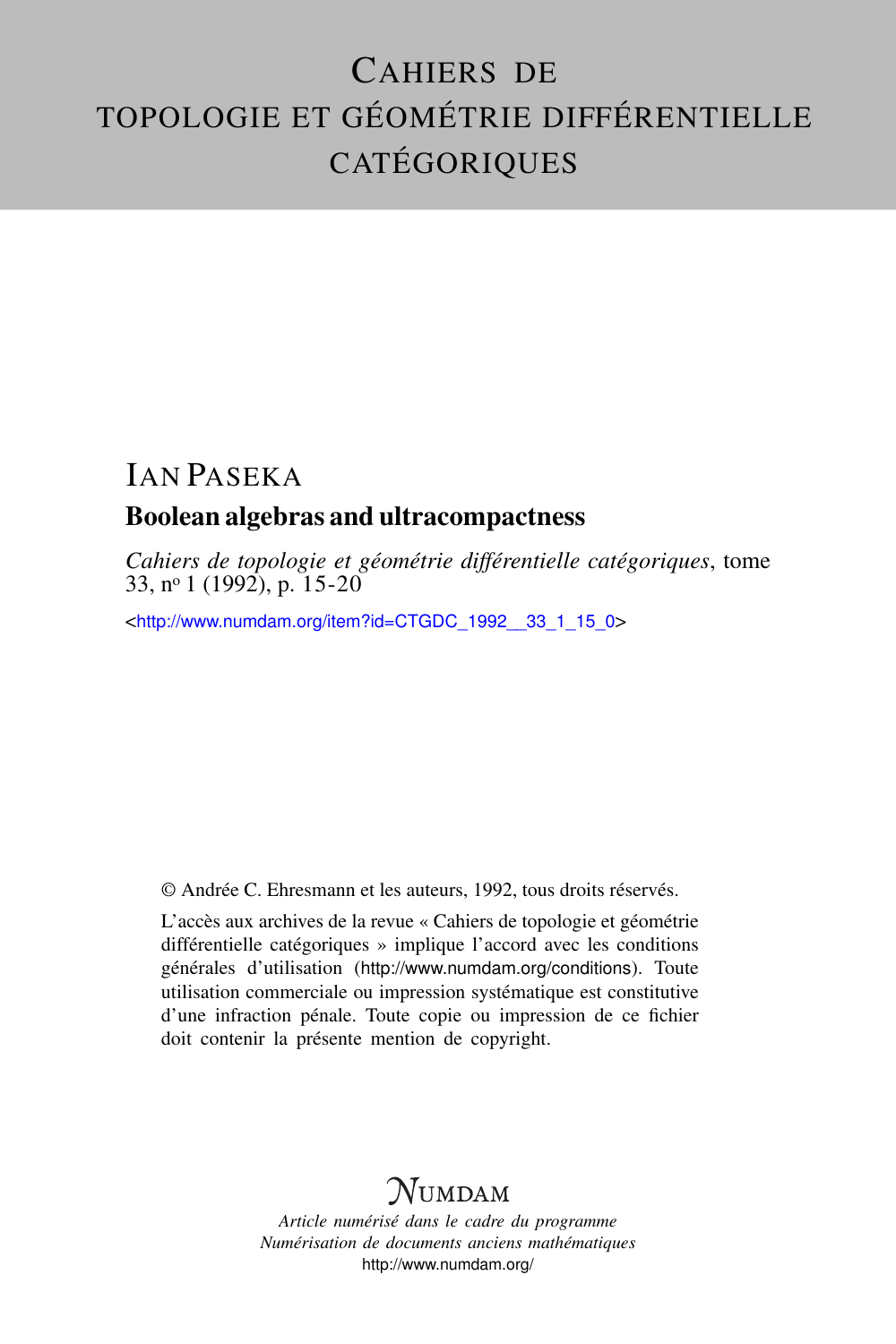# Cahiers de topologie et géométrie différentielle catégoriques

## Ian Paseka

### Boolean algebras and ultracompactness

*Cahiers de topologie et géométrie différentielle catégoriques*, tome 33, nº 1 (1992), p. 15-20

<http://www.numdam.org/item?id=CTGDC_1992__33_1_15_0>

© Andrée C. Ehresmann et les auteurs, 1992, tous droits réservés.

L'accès aux archives de la revue « Cahiers de topologie et géométrie différentielle catégoriques » implique l'accord avec les conditions générales d'utilisation (http://www.numdam.org/conditions). Toute utilisation commerciale ou impression systématique est constitutive d'une infraction pénale. Toute copie ou impression de ce fichier doit contenir la présente mention de copyright.

NUMDAM

*Article numérisé dans le cadre du programme Numérisation de documents anciens mathématiques*
http://www.numdam.org/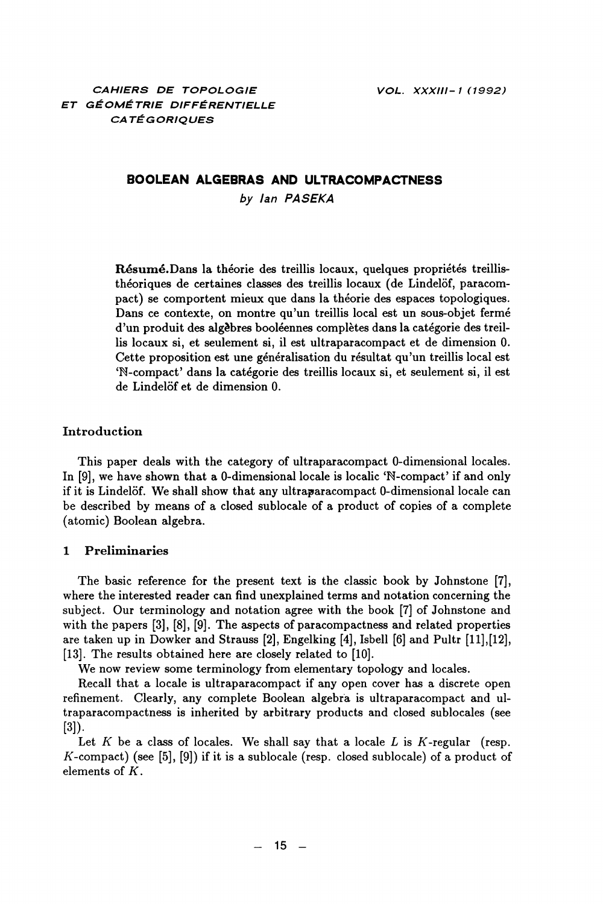CAHIERS DE TOPOLOGIE
ET GÉOMÉTRIE DIFFÉRENTIELLE
CATÉGORIQUES

VOL. XXXIII-1 (1992)

# BOOLEAN ALGEBRAS AND ULTRACOMPACTNESS

*by Ian PASEKA*

**Résumé.** Dans la théorie des treillis locaux, quelques propriétés treillis-théoriques de certaines classes des treillis locaux (de Lindelöf, paracompact) se comportent mieux que dans la théorie des espaces topologiques. Dans ce contexte, on montre qu'un treillis local est un sous-objet fermé d'un produit des algèbres booléennes complètes dans la catégorie des treillis locaux si, et seulement si, il est ultraparacompact et de dimension 0. Cette proposition est une généralisation du résultat qu'un treillis local est 'ℕ-compact' dans la catégorie des treillis locaux si, et seulement si, il est de Lindelöf et de dimension 0.

## Introduction

This paper deals with the category of ultraparacompact 0-dimensional locales. In [9], we have shown that a 0-dimensional locale is localic 'ℕ-compact' if and only if it is Lindelöf. We shall show that any ultraparacompact 0-dimensional locale can be described by means of a closed sublocale of a product of copies of a complete (atomic) Boolean algebra.

## 1 Preliminaries

The basic reference for the present text is the classic book by Johnstone [7], where the interested reader can find unexplained terms and notation concerning the subject. Our terminology and notation agree with the book [7] of Johnstone and with the papers [3], [8], [9]. The aspects of paracompactness and related properties are taken up in Dowker and Strauss [2], Engelking [4], Isbell [6] and Pultr [11],[12], [13]. The results obtained here are closely related to [10].

We now review some terminology from elementary topology and locales.

Recall that a locale is ultraparacompact if any open cover has a discrete open refinement. Clearly, any complete Boolean algebra is ultraparacompact and ultraparacompactness is inherited by arbitrary products and closed sublocales (see [3]).

Let $K$ be a class of locales. We shall say that a locale $L$ is $K$-regular (resp. $K$-compact) (see [5], [9]) if it is a sublocale (resp. closed sublocale) of a product of elements of $K$.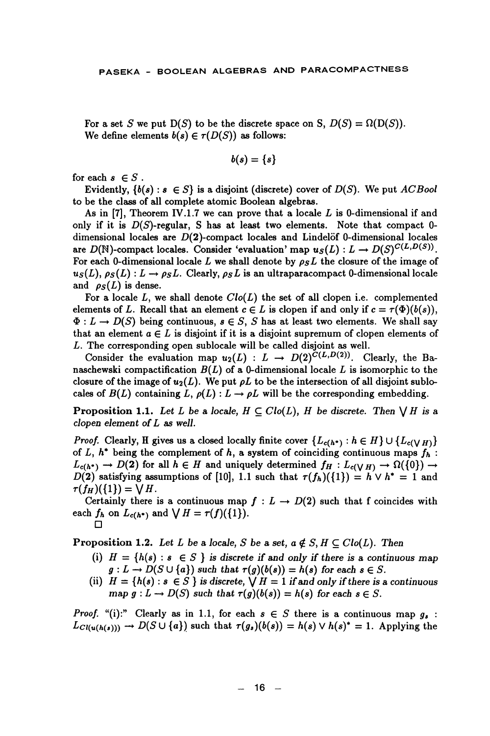For a set $S$ we put $\mathrm{D}(S)$ to be the discrete space on S, $D(S) = \Omega(\mathrm{D}(S))$. We define elements $b(s) \in \tau(D(S))$ as follows:

$$b(s) = \{s\}$$

for each $s \in S$.

Evidently, $\{b(s) : s \in S\}$ is a disjoint (discrete) cover of $D(S)$. We put $ACBool$ to be the class of all complete atomic Boolean algebras.

As in [7], Theorem IV.1.7 we can prove that a locale $L$ is 0-dimensional if and only if it is $D(S)$-regular, S has at least two elements. Note that compact 0-dimensional locales are $D(\mathbf{2})$-compact locales and Lindelöf 0-dimensional locales are $D(\mathbb{N})$-compact locales. Consider 'evaluation' map $u_S(L) : L \to D(S)^{C(L,D(S))}$. For each 0-dimensional locale $L$ we shall denote by $\rho_S L$ the closure of the image of $u_S(L)$, $\rho_S(L) : L \to \rho_S L$. Clearly, $\rho_S L$ is an ultraparacompact 0-dimensional locale and $\rho_S(L)$ is dense.

For a locale $L$, we shall denote $Clo(L)$ the set of all clopen i.e. complemented elements of $L$. Recall that an element $c \in L$ is clopen if and only if $c = \tau(\Phi)(b(s))$, $\Phi : L \to D(S)$ being continuous, $s \in S$, $S$ has at least two elements. We shall say that an element $a \in L$ is disjoint if it is a disjoint supremum of clopen elements of $L$. The corresponding open sublocale will be called disjoint as well.

Consider the evaluation map $u_2(L) : L \to D(2)^{C(L,D(2))}$. Clearly, the Banaschewski compactification $B(L)$ of a 0-dimensional locale $L$ is isomorphic to the closure of the image of $u_2(L)$. We put $\rho L$ to be the intersection of all disjoint sublocales of $B(L)$ containing $L$, $\rho(L) : L \to \rho L$ will be the corresponding embedding.

**Proposition 1.1.** *Let $L$ be a locale, $H \subseteq Clo(L)$, $H$ be discrete. Then $\bigvee H$ is a clopen element of $L$ as well.*

*Proof.* Clearly, H gives us a closed locally finite cover $\{L_{c(h^*)} : h \in H\} \cup \{L_{c(\bigvee H)}\}$ of $L$, $h^*$ being the complement of $h$, a system of coinciding continuous maps $f_h : L_{c(h^*)} \to D(\mathbf{2})$ for all $h \in H$ and uniquely determined $f_H : L_{c(\bigvee H)} \to \Omega(\{0\}) \to D(\mathbf{2})$ satisfying assumptions of [10], 1.1 such that $\tau(f_h)(\{1\}) = h \vee h^* = 1$ and $\tau(f_H)(\{1\}) = \bigvee H$.

Certainly there is a continuous map $f : L \to D(2)$ such that f coincides with each $f_h$ on $L_{c(h^*)}$ and $\bigvee H = \tau(f)(\{1\})$.

□

**Proposition 1.2.** *Let $L$ be a locale, $S$ be a set, $a \notin S, H \subseteq Clo(L)$. Then*

- (i) *$H = \{h(s) : s \in S\}$ is discrete if and only if there is a continuous map $g : L \to D(S \cup \{a\})$ such that $\tau(g)(b(s)) = h(s)$ for each $s \in S$.*
- (ii) *$H = \{h(s) : s \in S\}$ is discrete, $\bigvee H = 1$ if and only if there is a continuous map $g : L \to D(S)$ such that $\tau(g)(b(s)) = h(s)$ for each $s \in S$.*

*Proof.* "(i):" Clearly as in 1.1, for each $s \in S$ there is a continuous map $g_s : L_{Cl(u(h(s)))} \to D(S \cup \{a\})$ such that $\tau(g_s)(b(s)) = h(s) \vee h(s)^* = 1$. Applying the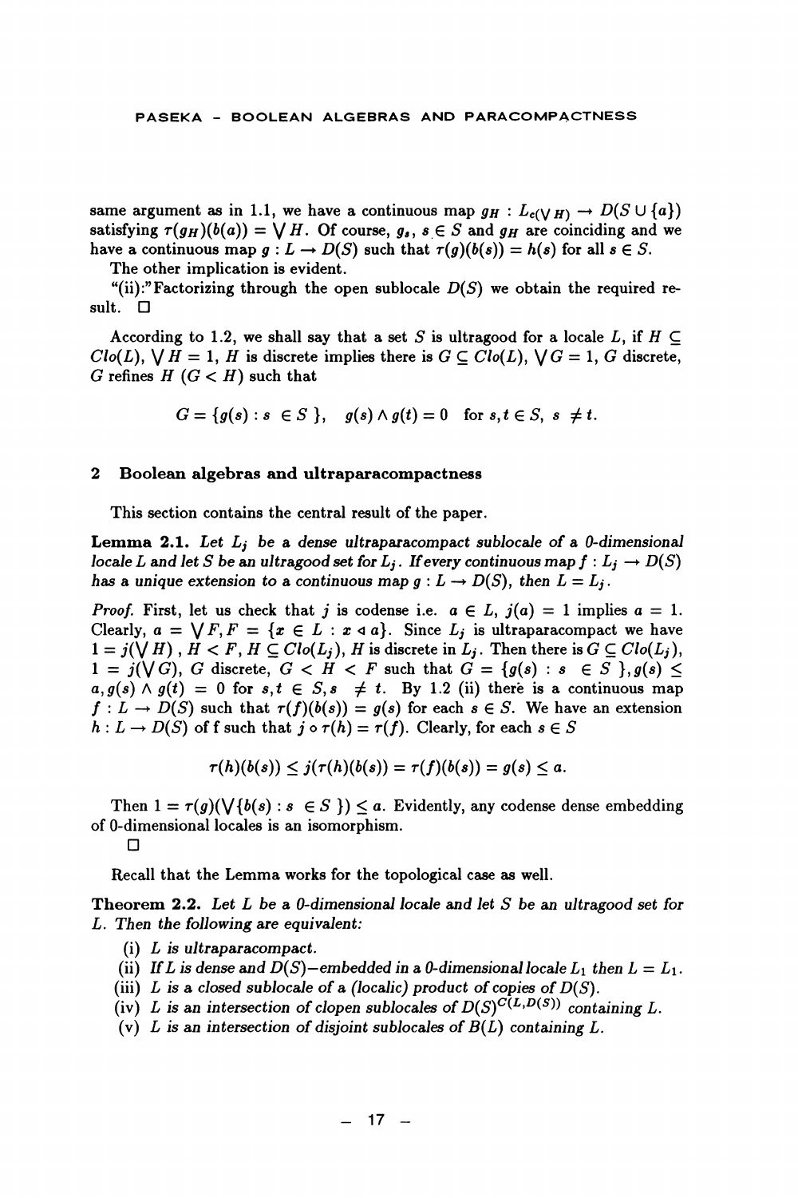same argument as in 1.1, we have a continuous map $g_H : L_{c(\bigvee H)} \to D(S \cup \{a\})$ satisfying $\tau(g_H)(b(a)) = \bigvee H$. Of course, $g_s$, $s \in S$ and $g_H$ are coinciding and we have a continuous map $g : L \to D(S)$ such that $\tau(g)(b(s)) = h(s)$ for all $s \in S$.

The other implication is evident.

"(ii):"Factorizing through the open sublocale $D(S)$ we obtain the required result. □

According to 1.2, we shall say that a set $S$ is ultragood for a locale $L$, if $H \subseteq Clo(L)$, $\bigvee H = 1$, $H$ is discrete implies there is $G \subseteq Clo(L)$, $\bigvee G = 1$, $G$ discrete, $G$ refines $H$ ($G < H$) such that

$$G = \{g(s) : s \in S\}, \quad g(s) \wedge g(t) = 0 \quad \text{for } s, t \in S, \ s \neq t.$$

## 2 Boolean algebras and ultraparacompactness

This section contains the central result of the paper.

**Lemma 2.1.** *Let $L_j$ be a dense ultraparacompact sublocale of a 0-dimensional locale $L$ and let $S$ be an ultragood set for $L_j$. If every continuous map $f : L_j \to D(S)$ has a unique extension to a continuous map $g : L \to D(S)$, then $L = L_j$.*

*Proof.* First, let us check that $j$ is codense i.e. $a \in L$, $j(a) = 1$ implies $a = 1$. Clearly, $a = \bigvee F, F = \{x \in L : x \triangleleft a\}$. Since $L_j$ is ultraparacompact we have $1 = j(\bigvee H)$, $H < F$, $H \subseteq Clo(L_j)$, $H$ is discrete in $L_j$. Then there is $G \subseteq Clo(L_j)$, $1 = j(\bigvee G)$, $G$ discrete, $G < H < F$ such that $G = \{g(s) : s \in S\}, g(s) \leq a, g(s) \wedge g(t) = 0$ for $s, t \in S, s \neq t$. By 1.2 (ii) there is a continuous map $f : L \to D(S)$ such that $\tau(f)(b(s)) = g(s)$ for each $s \in S$. We have an extension $h : L \to D(S)$ of f such that $j \circ \tau(h) = \tau(f)$. Clearly, for each $s \in S$

$$\tau(h)(b(s)) \leq j(\tau(h)(b(s)) = \tau(f)(b(s)) = g(s) \leq a.$$

Then $1 = \tau(g)(\bigvee\{b(s) : s \in S\}) \leq a$. Evidently, any codense dense embedding of 0-dimensional locales is an isomorphism.

□

Recall that the Lemma works for the topological case as well.

**Theorem 2.2.** *Let $L$ be a 0-dimensional locale and let $S$ be an ultragood set for $L$. Then the following are equivalent:*

(i) *$L$ is ultraparacompact.*

(ii) *If $L$ is dense and $D(S)$−embedded in a 0-dimensional locale $L_1$ then $L = L_1$.*

(iii) *$L$ is a closed sublocale of a (localic) product of copies of $D(S)$.*

(iv) *$L$ is an intersection of clopen sublocales of $D(S)^{C(L,D(S))}$ containing $L$.*

(v) *$L$ is an intersection of disjoint sublocales of $B(L)$ containing $L$.*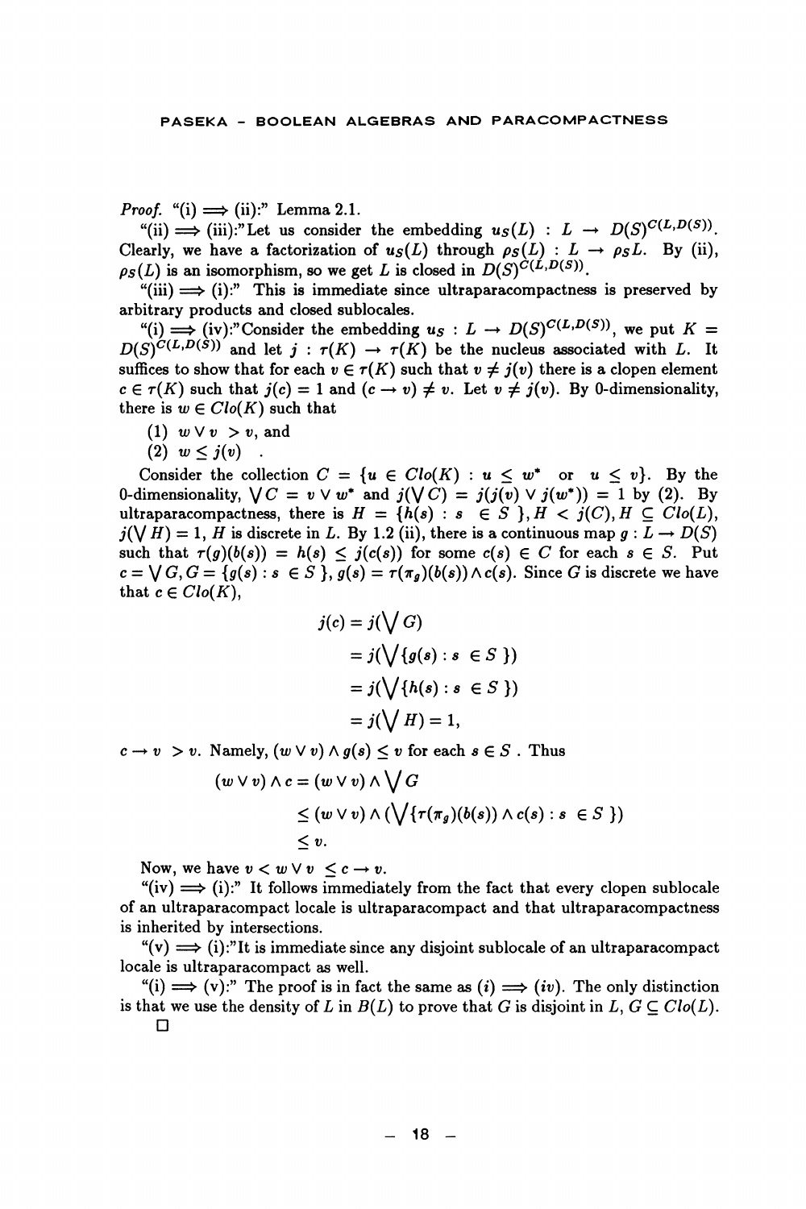*Proof.* "(i) $\Longrightarrow$ (ii):" Lemma 2.1.

"(ii) $\Longrightarrow$ (iii):" Let us consider the embedding $u_S(L) : L \to D(S)^{C(L,D(S))}$. Clearly, we have a factorization of $u_S(L)$ through $\rho_S(L) : L \to \rho_S L$. By (ii), $\rho_S(L)$ is an isomorphism, so we get $L$ is closed in $D(S)^{C(L,D(S))}$.

"(iii) $\Longrightarrow$ (i):" This is immediate since ultraparacompactness is preserved by arbitrary products and closed sublocales.

"(i) $\Longrightarrow$ (iv):" Consider the embedding $u_S : L \to D(S)^{C(L,D(S))}$, we put $K = D(S)^{C(L,D(S))}$ and let $j : \tau(K) \to \tau(K)$ be the nucleus associated with $L$. It suffices to show that for each $v \in \tau(K)$ such that $v \neq j(v)$ there is a clopen element $c \in \tau(K)$ such that $j(c) = 1$ and $(c \to v) \neq v$. Let $v \neq j(v)$. By 0-dimensionality, there is $w \in Clo(K)$ such that

(1) $w \vee v > v$, and

(2) $w \leq j(v)$ .

Consider the collection $C = \{u \in Clo(K) : u \leq w^* \text{ or } u \leq v\}$. By the 0-dimensionality, $\bigvee C = v \vee w^*$ and $j(\bigvee C) = j(j(v) \vee j(w^*)) = 1$ by (2). By ultraparacompactness, there is $H = \{h(s) : s \in S\}, H < j(C), H \subseteq Clo(L)$, $j(\bigvee H) = 1$, $H$ is discrete in $L$. By 1.2 (ii), there is a continuous map $g : L \to D(S)$ such that $\tau(g)(b(s)) = h(s) \leq j(c(s))$ for some $c(s) \in C$ for each $s \in S$. Put $c = \bigvee G, G = \{g(s) : s \in S\}, g(s) = \tau(\pi_g)(b(s)) \wedge c(s)$. Since $G$ is discrete we have that $c \in Clo(K)$,

$$\begin{aligned}
j(c) &= j(\bigvee G) \\
&= j(\bigvee \{g(s) : s \in S\}) \\
&= j(\bigvee \{h(s) : s \in S\}) \\
&= j(\bigvee H) = 1,
\end{aligned}$$

$c \to v > v$. Namely, $(w \vee v) \wedge g(s) \leq v$ for each $s \in S$ . Thus

$$\begin{aligned}
(w \vee v) \wedge c &= (w \vee v) \wedge \bigvee G \\
&\leq (w \vee v) \wedge (\bigvee \{\tau(\pi_g)(b(s)) \wedge c(s) : s \in S\}) \\
&\leq v.
\end{aligned}$$

Now, we have $v < w \vee v \leq c \to v$.

"(iv) $\Longrightarrow$ (i):" It follows immediately from the fact that every clopen sublocale of an ultraparacompact locale is ultraparacompact and that ultraparacompactness is inherited by intersections.

"(v) $\Longrightarrow$ (i):" It is immediate since any disjoint sublocale of an ultraparacompact locale is ultraparacompact as well.

"(i) $\Longrightarrow$ (v):" The proof is in fact the same as $(i) \Longrightarrow (iv)$. The only distinction is that we use the density of $L$ in $B(L)$ to prove that $G$ is disjoint in $L$, $G \subseteq Clo(L)$.

□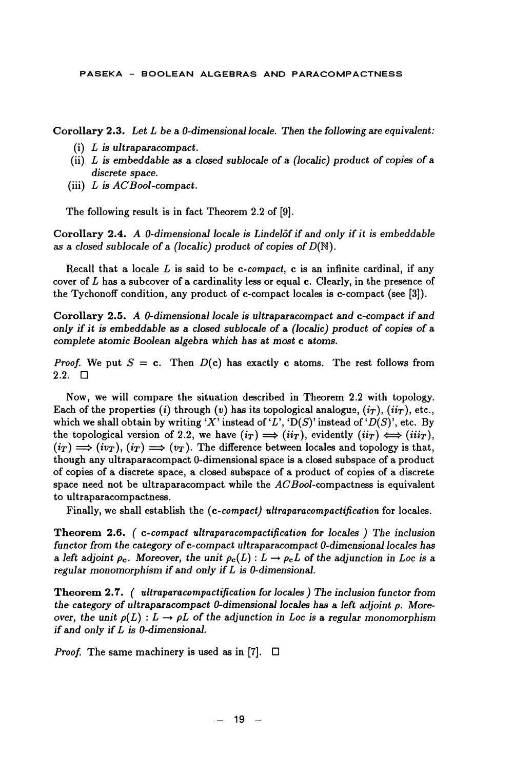**Corollary 2.3.** *Let $L$ be a 0-dimensional locale. Then the following are equivalent:*

(i) *$L$ is ultraparacompact.*
(ii) *$L$ is embeddable as a closed sublocale of a (localic) product of copies of a discrete space.*
(iii) *$L$ is ACBool-compact.*

The following result is in fact Theorem 2.2 of [9].

**Corollary 2.4.** *A 0-dimensional locale is Lindelöf if and only if it is embeddable as a closed sublocale of a (localic) product of copies of $D(\mathbb{N})$.*

Recall that a locale $L$ is said to be *c-compact*, c is an infinite cardinal, if any cover of $L$ has a subcover of a cardinality less or equal c. Clearly, in the presence of the Tychonoff condition, any product of c-compact locales is c-compact (see [3]).

**Corollary 2.5.** *A 0-dimensional locale is ultraparacompact and c-compact if and only if it is embeddable as a closed sublocale of a (localic) product of copies of a complete atomic Boolean algebra which has at most c atoms.*

*Proof.* We put $S = \mathbf{c}$. Then $D(\mathbf{c})$ has exactly c atoms. The rest follows from 2.2. □

Now, we will compare the situation described in Theorem 2.2 with topology. Each of the properties $(i)$ through $(v)$ has its topological analogue, $(i_T)$, $(ii_T)$, etc., which we shall obtain by writing '$X$' instead of '$L$', 'D($S$)' instead of '$D(S)$', etc. By the topological version of 2.2, we have $(i_T) \Longrightarrow (ii_T)$, evidently $(ii_T) \Longleftrightarrow (iii_T)$, $(i_T) \Longrightarrow (iv_T)$, $(i_T) \Longrightarrow (v_T)$. The difference between locales and topology is that, though any ultraparacompact 0-dimensional space is a closed subspace of a product of copies of a discrete space, a closed subspace of a product of copies of a discrete space need not be ultraparacompact while the *ACBool*-compactness is equivalent to ultraparacompactness.

Finally, we shall establish the *(c-compact) ultraparacompactification* for locales.

**Theorem 2.6.** *( c-compact ultraparacompactification for locales ) The inclusion functor from the category of c-compact ultraparacompact 0-dimensional locales has a left adjoint $\rho_{\mathbf{c}}$. Moreover, the unit $\rho_{\mathbf{c}}(L) : L \to \rho_{\mathbf{c}} L$ of the adjunction in Loc is a regular monomorphism if and only if $L$ is 0-dimensional.*

**Theorem 2.7.** *( ultraparacompactification for locales ) The inclusion functor from the category of ultraparacompact 0-dimensional locales has a left adjoint $\rho$. Moreover, the unit $\rho(L) : L \to \rho L$ of the adjunction in Loc is a regular monomorphism if and only if $L$ is 0-dimensional.*

*Proof.* The same machinery is used as in [7]. □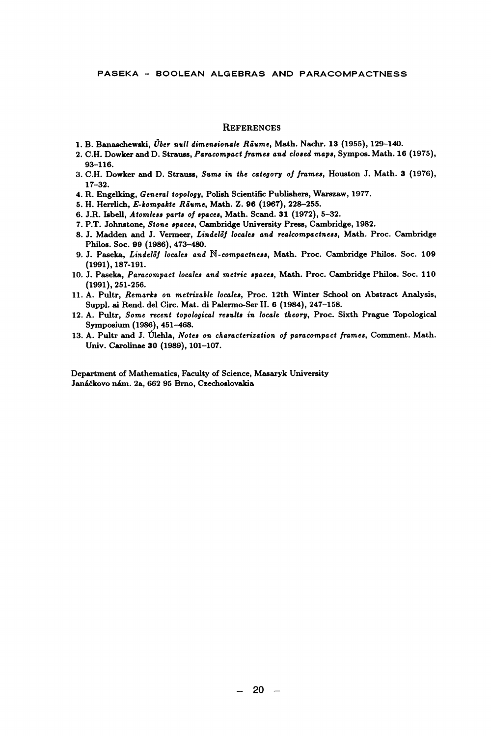## References

1. B. Banaschewski, *Über null dimensionale Räume*, Math. Nachr. **13** (1955), 129–140.
2. C.H. Dowker and D. Strauss, *Paracompact frames and closed maps*, Sympos. Math. **16** (1975), 93–116.
3. C.H. Dowker and D. Strauss, *Sums in the category of frames*, Houston J. Math. **3** (1976), 17–32.
4. R. Engelking, *General topology*, Polish Scientific Publishers, Warszaw, 1977.
5. H. Herrlich, *E-kompakte Räume*, Math. Z. **96** (1967), 228–255.
6. J.R. Isbell, *Atomless parts of spaces*, Math. Scand. **31** (1972), 5–32.
7. P.T. Johnstone, *Stone spaces*, Cambridge University Press, Cambridge, 1982.
8. J. Madden and J. Vermeer, *Lindelöf locales and realcompactness*, Math. Proc. Cambridge Philos. Soc. **99** (1986), 473–480.
9. J. Paseka, *Lindelöf locales and* $\aleph$*-compactness*, Math. Proc. Cambridge Philos. Soc. **109** (1991), 187-191.
10. J. Paseka, *Paracompact locales and metric spaces*, Math. Proc. Cambridge Philos. Soc. **110** (1991), 251-256.
11. A. Pultr, *Remarks on metrizable locales*, Proc. 12th Winter School on Abstract Analysis, Suppl. ai Rend. del Circ. Mat. di Palermo-Ser II. **6** (1984), 247–158.
12. A. Pultr, *Some recent topological results in locale theory*, Proc. Sixth Prague Topological Symposium (1986), 451–468.
13. A. Pultr and J. Úlehla, *Notes on characterization of paracompact frames*, Comment. Math. Univ. Carolinae **30** (1989), 101–107.

Department of Mathematics, Faculty of Science, Masaryk University
Janáčkovo nám. 2a, 662 95 Brno, Czechoslovakia